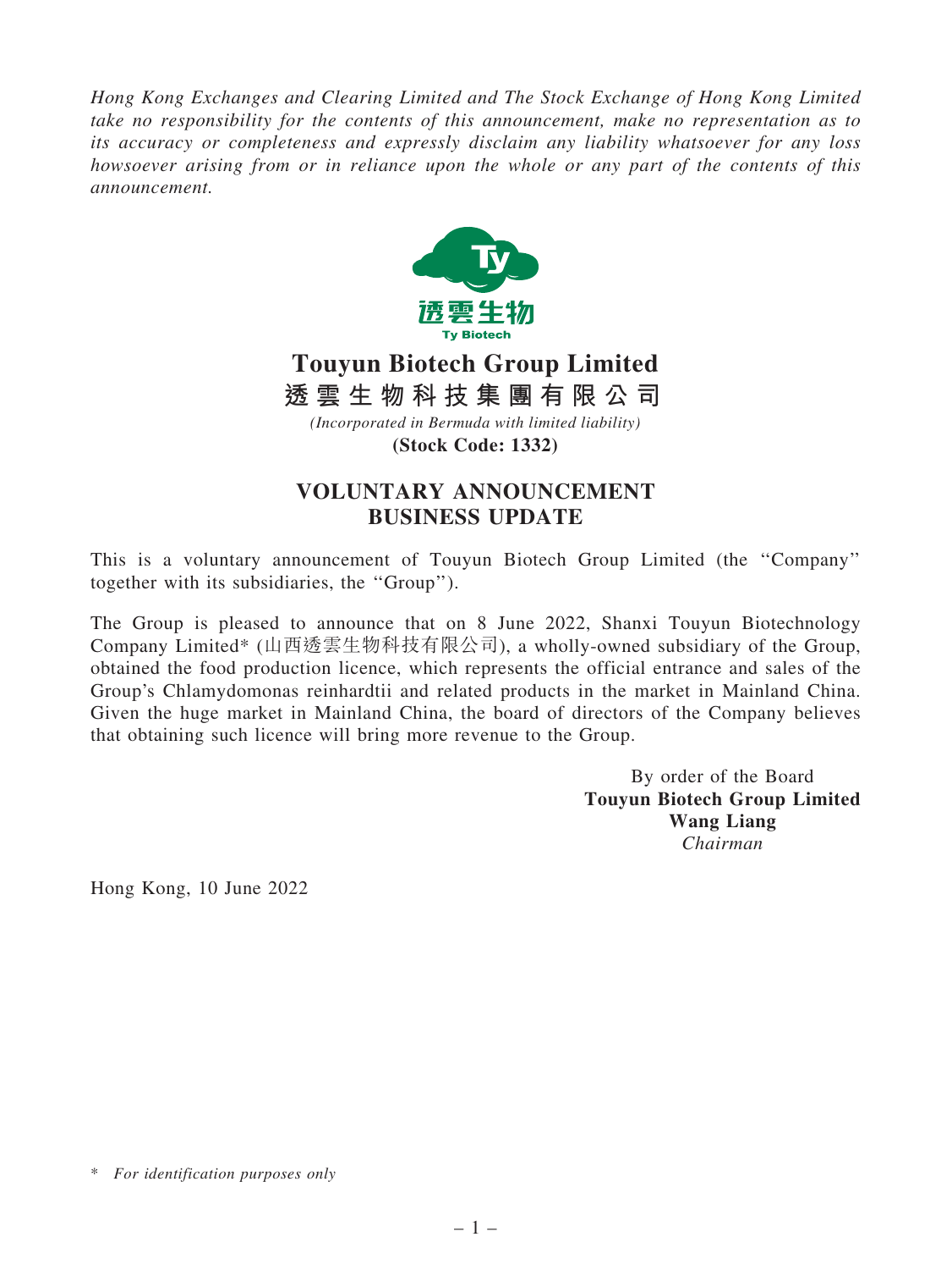*Hong Kong Exchanges and Clearing Limited and The Stock Exchange of Hong Kong Limited take no responsibility for the contents of this announcement, make no representation as to its accuracy or completeness and expressly disclaim any liability whatsoever for any loss howsoever arising from or in reliance upon the whole or any part of the contents of this announcement.*

# Touyun Biotech Group Limited
# 透雲生物科技集團有限公司

*(Incorporated in Bermuda with limited liability)*

**(Stock Code: 1332)**

## VOLUNTARY ANNOUNCEMENT
## BUSINESS UPDATE

This is a voluntary announcement of Touyun Biotech Group Limited (the "Company" together with its subsidiaries, the "Group").

The Group is pleased to announce that on 8 June 2022, Shanxi Touyun Biotechnology Company Limited* (山西透雲生物科技有限公司), a wholly-owned subsidiary of the Group, obtained the food production licence, which represents the official entrance and sales of the Group's Chlamydomonas reinhardtii and related products in the market in Mainland China. Given the huge market in Mainland China, the board of directors of the Company believes that obtaining such licence will bring more revenue to the Group.

By order of the Board
**Touyun Biotech Group Limited**
**Wang Liang**
*Chairman*

Hong Kong, 10 June 2022

\* *For identification purposes only*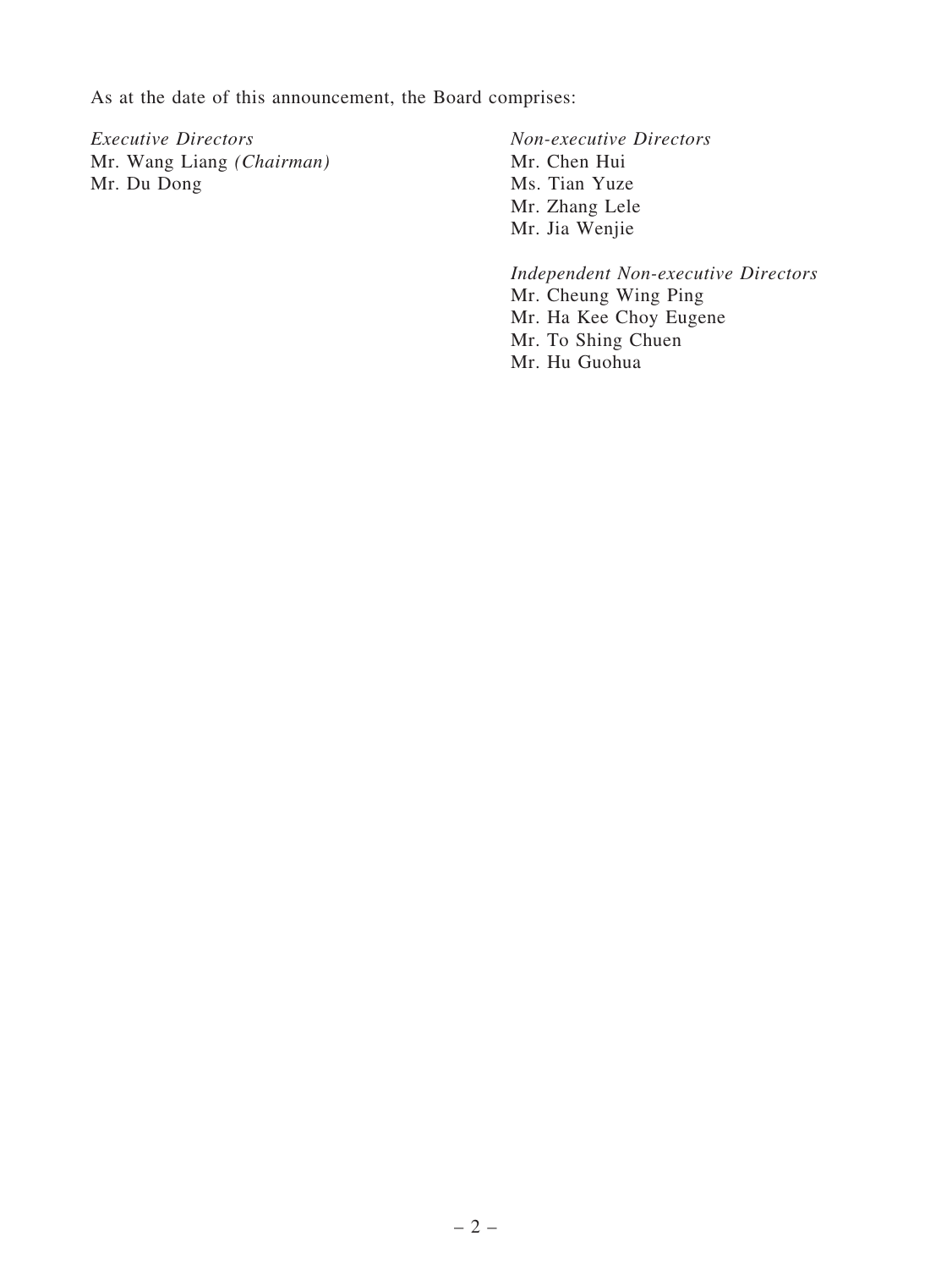As at the date of this announcement, the Board comprises:

*Executive Directors*
Mr. Wang Liang *(Chairman)*
Mr. Du Dong

*Non-executive Directors*
Mr. Chen Hui
Ms. Tian Yuze
Mr. Zhang Lele
Mr. Jia Wenjie

*Independent Non-executive Directors*
Mr. Cheung Wing Ping
Mr. Ha Kee Choy Eugene
Mr. To Shing Chuen
Mr. Hu Guohua